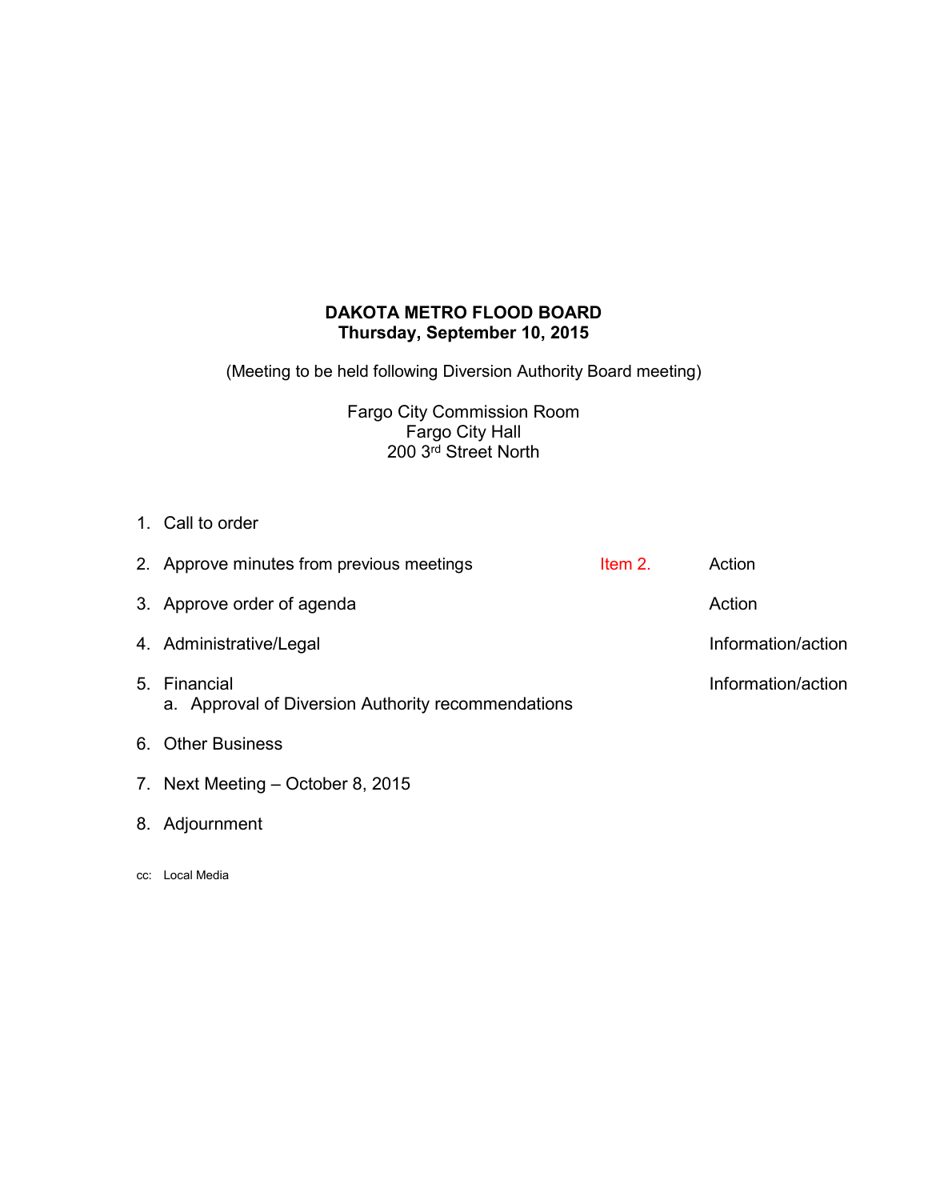# DAKOTA METRO FLOOD BOARD
## Thursday, September 10, 2015

(Meeting to be held following Diversion Authority Board meeting)

Fargo City Commission Room
Fargo City Hall
200 3rd Street North

| | | |
|---|---|---|
| 1. Call to order | | |
| 2. Approve minutes from previous meetings | Item 2. | Action |
| 3. Approve order of agenda | | Action |
| 4. Administrative/Legal | | Information/action |
| 5. Financial<br>a. Approval of Diversion Authority recommendations | | Information/action |
| 6. Other Business | | |
| 7. Next Meeting – October 8, 2015 | | |
| 8. Adjournment | | |

cc: Local Media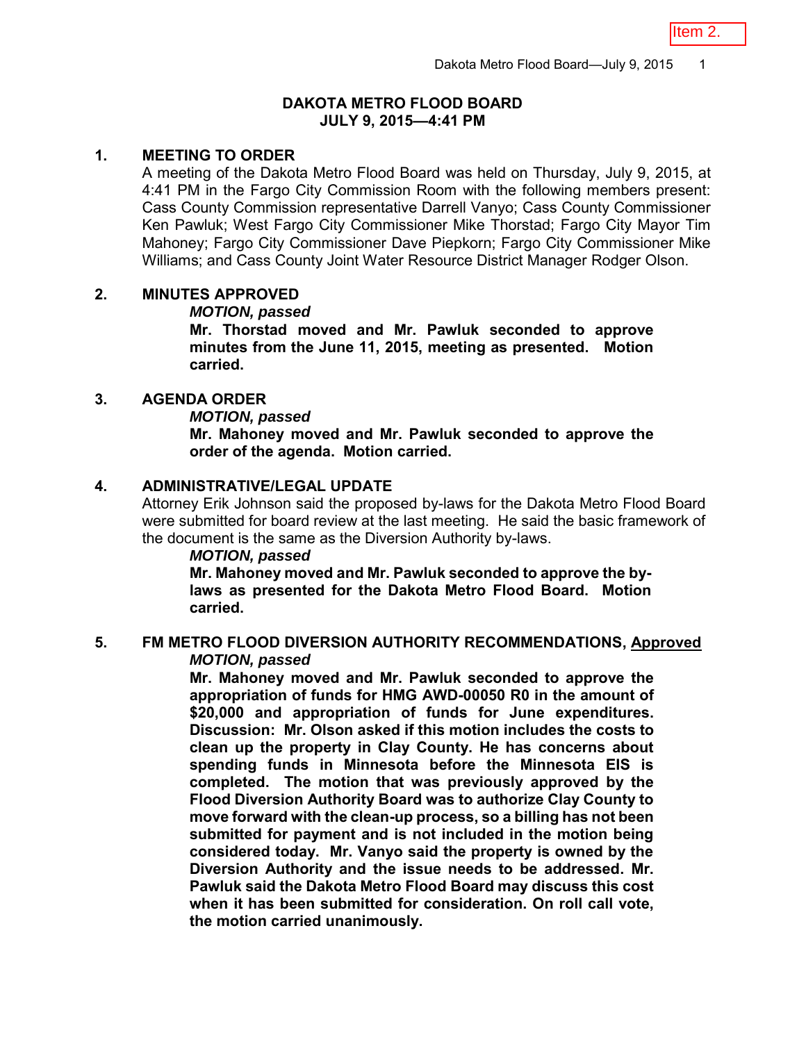Item 2.

# DAKOTA METRO FLOOD BOARD
## JULY 9, 2015—4:41 PM

### 1. MEETING TO ORDER

A meeting of the Dakota Metro Flood Board was held on Thursday, July 9, 2015, at 4:41 PM in the Fargo City Commission Room with the following members present: Cass County Commission representative Darrell Vanyo; Cass County Commissioner Ken Pawluk; West Fargo City Commissioner Mike Thorstad; Fargo City Mayor Tim Mahoney; Fargo City Commissioner Dave Piepkorn; Fargo City Commissioner Mike Williams; and Cass County Joint Water Resource District Manager Rodger Olson.

### 2. MINUTES APPROVED

***MOTION, passed***

**Mr. Thorstad moved and Mr. Pawluk seconded to approve minutes from the June 11, 2015, meeting as presented. Motion carried.**

### 3. AGENDA ORDER

***MOTION, passed***

**Mr. Mahoney moved and Mr. Pawluk seconded to approve the order of the agenda. Motion carried.**

### 4. ADMINISTRATIVE/LEGAL UPDATE

Attorney Erik Johnson said the proposed by-laws for the Dakota Metro Flood Board were submitted for board review at the last meeting. He said the basic framework of the document is the same as the Diversion Authority by-laws.

***MOTION, passed***

**Mr. Mahoney moved and Mr. Pawluk seconded to approve the by-laws as presented for the Dakota Metro Flood Board. Motion carried.**

### 5. FM METRO FLOOD DIVERSION AUTHORITY RECOMMENDATIONS, Approved

***MOTION, passed***

**Mr. Mahoney moved and Mr. Pawluk seconded to approve the appropriation of funds for HMG AWD-00050 R0 in the amount of $20,000 and appropriation of funds for June expenditures. Discussion: Mr. Olson asked if this motion includes the costs to clean up the property in Clay County. He has concerns about spending funds in Minnesota before the Minnesota EIS is completed. The motion that was previously approved by the Flood Diversion Authority Board was to authorize Clay County to move forward with the clean-up process, so a billing has not been submitted for payment and is not included in the motion being considered today. Mr. Vanyo said the property is owned by the Diversion Authority and the issue needs to be addressed. Mr. Pawluk said the Dakota Metro Flood Board may discuss this cost when it has been submitted for consideration. On roll call vote, the motion carried unanimously.**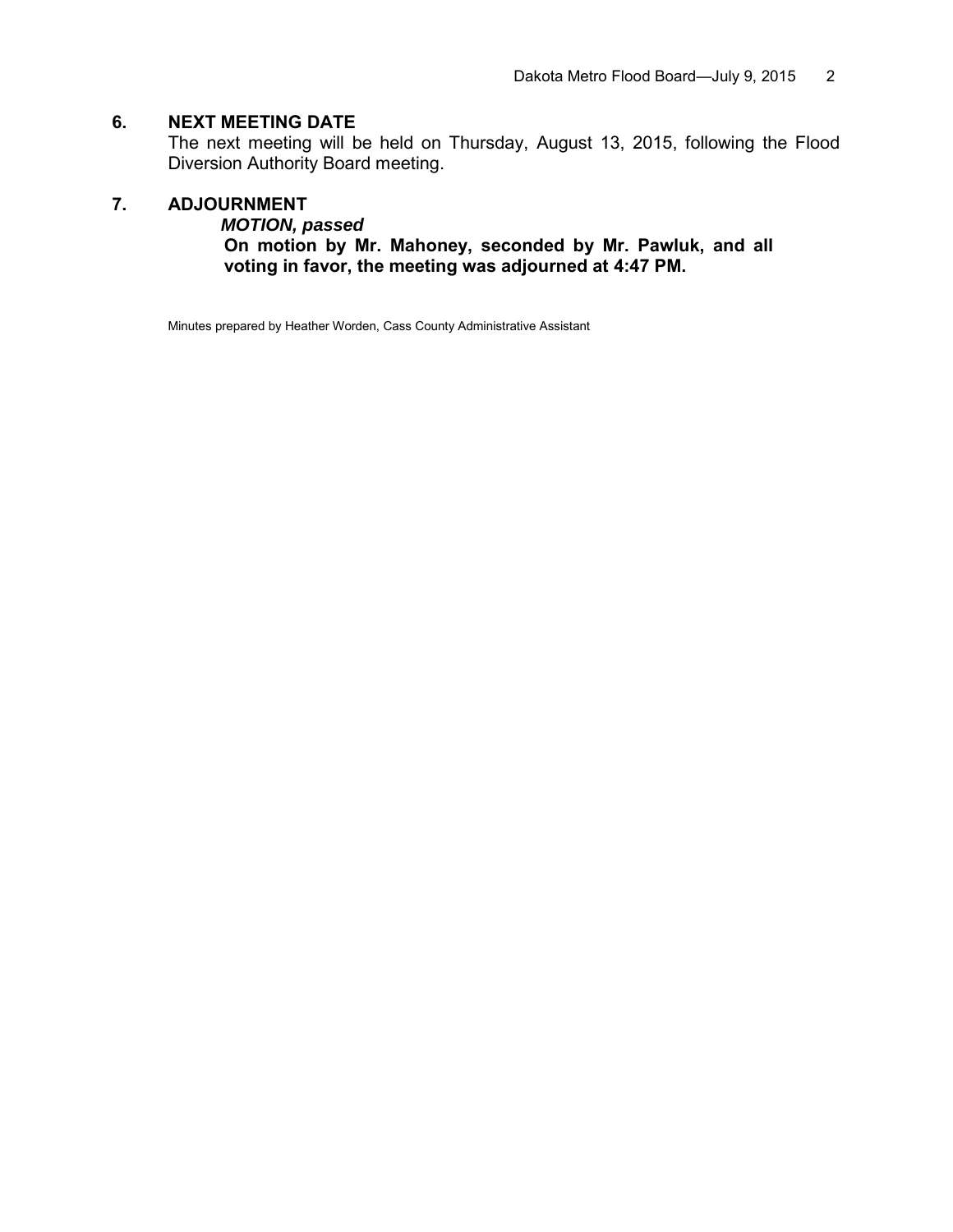## 6. NEXT MEETING DATE

The next meeting will be held on Thursday, August 13, 2015, following the Flood Diversion Authority Board meeting.

## 7. ADJOURNMENT

***MOTION, passed***

**On motion by Mr. Mahoney, seconded by Mr. Pawluk, and all voting in favor, the meeting was adjourned at 4:47 PM.**

Minutes prepared by Heather Worden, Cass County Administrative Assistant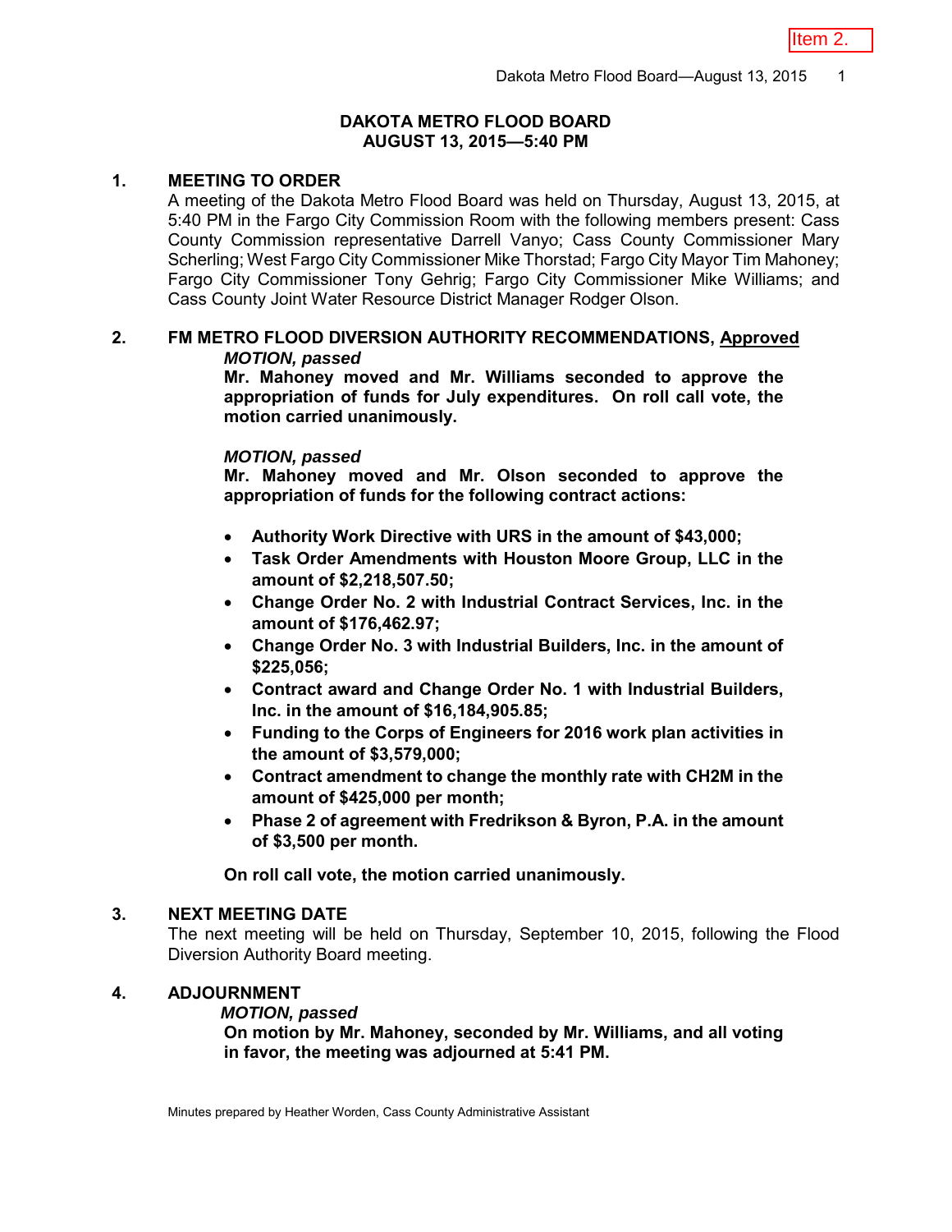Item 2.

# DAKOTA METRO FLOOD BOARD
## AUGUST 13, 2015—5:40 PM

## 1. MEETING TO ORDER

A meeting of the Dakota Metro Flood Board was held on Thursday, August 13, 2015, at 5:40 PM in the Fargo City Commission Room with the following members present: Cass County Commission representative Darrell Vanyo; Cass County Commissioner Mary Scherling; West Fargo City Commissioner Mike Thorstad; Fargo City Mayor Tim Mahoney; Fargo City Commissioner Tony Gehrig; Fargo City Commissioner Mike Williams; and Cass County Joint Water Resource District Manager Rodger Olson.

## 2. FM METRO FLOOD DIVERSION AUTHORITY RECOMMENDATIONS, Approved

***MOTION, passed***

**Mr. Mahoney moved and Mr. Williams seconded to approve the appropriation of funds for July expenditures. On roll call vote, the motion carried unanimously.**

***MOTION, passed***

**Mr. Mahoney moved and Mr. Olson seconded to approve the appropriation of funds for the following contract actions:**

- **Authority Work Directive with URS in the amount of $43,000;**
- **Task Order Amendments with Houston Moore Group, LLC in the amount of $2,218,507.50;**
- **Change Order No. 2 with Industrial Contract Services, Inc. in the amount of $176,462.97;**
- **Change Order No. 3 with Industrial Builders, Inc. in the amount of $225,056;**
- **Contract award and Change Order No. 1 with Industrial Builders, Inc. in the amount of $16,184,905.85;**
- **Funding to the Corps of Engineers for 2016 work plan activities in the amount of $3,579,000;**
- **Contract amendment to change the monthly rate with CH2M in the amount of $425,000 per month;**
- **Phase 2 of agreement with Fredrikson & Byron, P.A. in the amount of $3,500 per month.**

**On roll call vote, the motion carried unanimously.**

## 3. NEXT MEETING DATE

The next meeting will be held on Thursday, September 10, 2015, following the Flood Diversion Authority Board meeting.

## 4. ADJOURNMENT

***MOTION, passed***

**On motion by Mr. Mahoney, seconded by Mr. Williams, and all voting in favor, the meeting was adjourned at 5:41 PM.**

Minutes prepared by Heather Worden, Cass County Administrative Assistant